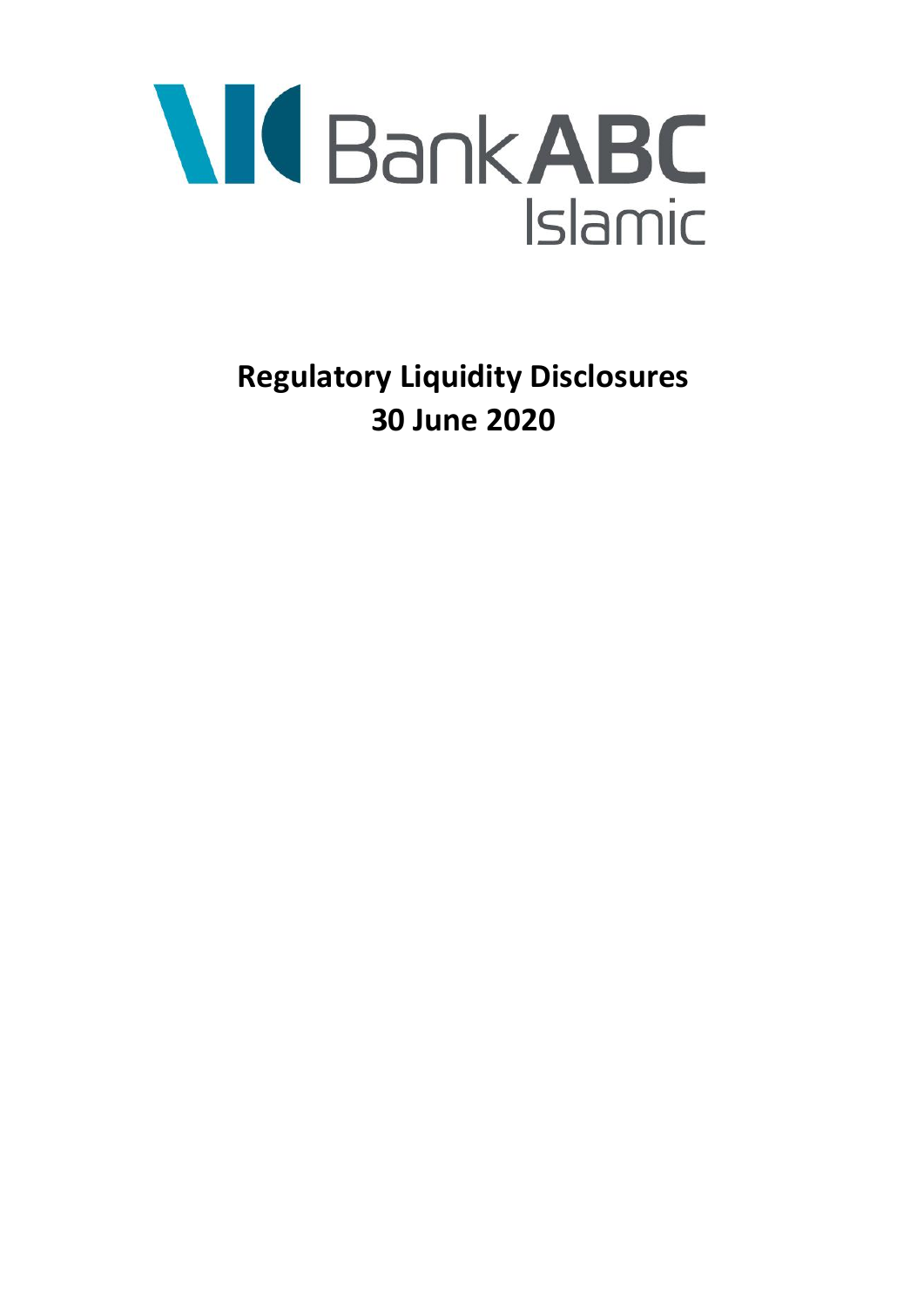Bank ABC Islamic

# Regulatory Liquidity Disclosures
# 30 June 2020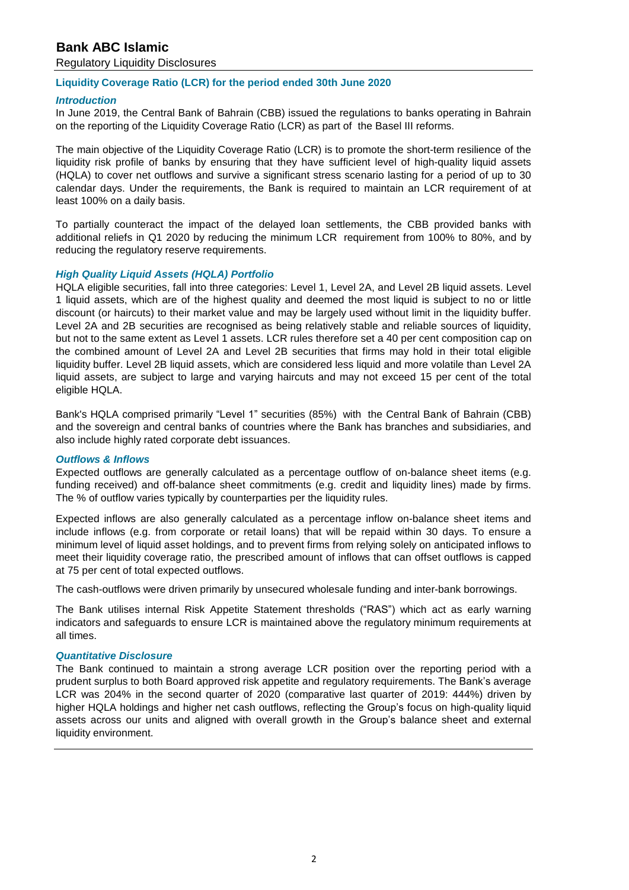# Bank ABC Islamic

Regulatory Liquidity Disclosures

## Liquidity Coverage Ratio (LCR) for the period ended 30th June 2020

### *Introduction*

In June 2019, the Central Bank of Bahrain (CBB) issued the regulations to banks operating in Bahrain on the reporting of the Liquidity Coverage Ratio (LCR) as part of the Basel III reforms.

The main objective of the Liquidity Coverage Ratio (LCR) is to promote the short-term resilience of the liquidity risk profile of banks by ensuring that they have sufficient level of high-quality liquid assets (HQLA) to cover net outflows and survive a significant stress scenario lasting for a period of up to 30 calendar days. Under the requirements, the Bank is required to maintain an LCR requirement of at least 100% on a daily basis.

To partially counteract the impact of the delayed loan settlements, the CBB provided banks with additional reliefs in Q1 2020 by reducing the minimum LCR requirement from 100% to 80%, and by reducing the regulatory reserve requirements.

### *High Quality Liquid Assets (HQLA) Portfolio*

HQLA eligible securities, fall into three categories: Level 1, Level 2A, and Level 2B liquid assets. Level 1 liquid assets, which are of the highest quality and deemed the most liquid is subject to no or little discount (or haircuts) to their market value and may be largely used without limit in the liquidity buffer. Level 2A and 2B securities are recognised as being relatively stable and reliable sources of liquidity, but not to the same extent as Level 1 assets. LCR rules therefore set a 40 per cent composition cap on the combined amount of Level 2A and Level 2B securities that firms may hold in their total eligible liquidity buffer. Level 2B liquid assets, which are considered less liquid and more volatile than Level 2A liquid assets, are subject to large and varying haircuts and may not exceed 15 per cent of the total eligible HQLA.

Bank's HQLA comprised primarily "Level 1" securities (85%) with the Central Bank of Bahrain (CBB) and the sovereign and central banks of countries where the Bank has branches and subsidiaries, and also include highly rated corporate debt issuances.

### *Outflows & Inflows*

Expected outflows are generally calculated as a percentage outflow of on-balance sheet items (e.g. funding received) and off-balance sheet commitments (e.g. credit and liquidity lines) made by firms. The % of outflow varies typically by counterparties per the liquidity rules.

Expected inflows are also generally calculated as a percentage inflow on-balance sheet items and include inflows (e.g. from corporate or retail loans) that will be repaid within 30 days. To ensure a minimum level of liquid asset holdings, and to prevent firms from relying solely on anticipated inflows to meet their liquidity coverage ratio, the prescribed amount of inflows that can offset outflows is capped at 75 per cent of total expected outflows.

The cash-outflows were driven primarily by unsecured wholesale funding and inter-bank borrowings.

The Bank utilises internal Risk Appetite Statement thresholds ("RAS") which act as early warning indicators and safeguards to ensure LCR is maintained above the regulatory minimum requirements at all times.

### *Quantitative Disclosure*

The Bank continued to maintain a strong average LCR position over the reporting period with a prudent surplus to both Board approved risk appetite and regulatory requirements. The Bank's average LCR was 204% in the second quarter of 2020 (comparative last quarter of 2019: 444%) driven by higher HQLA holdings and higher net cash outflows, reflecting the Group's focus on high-quality liquid assets across our units and aligned with overall growth in the Group's balance sheet and external liquidity environment.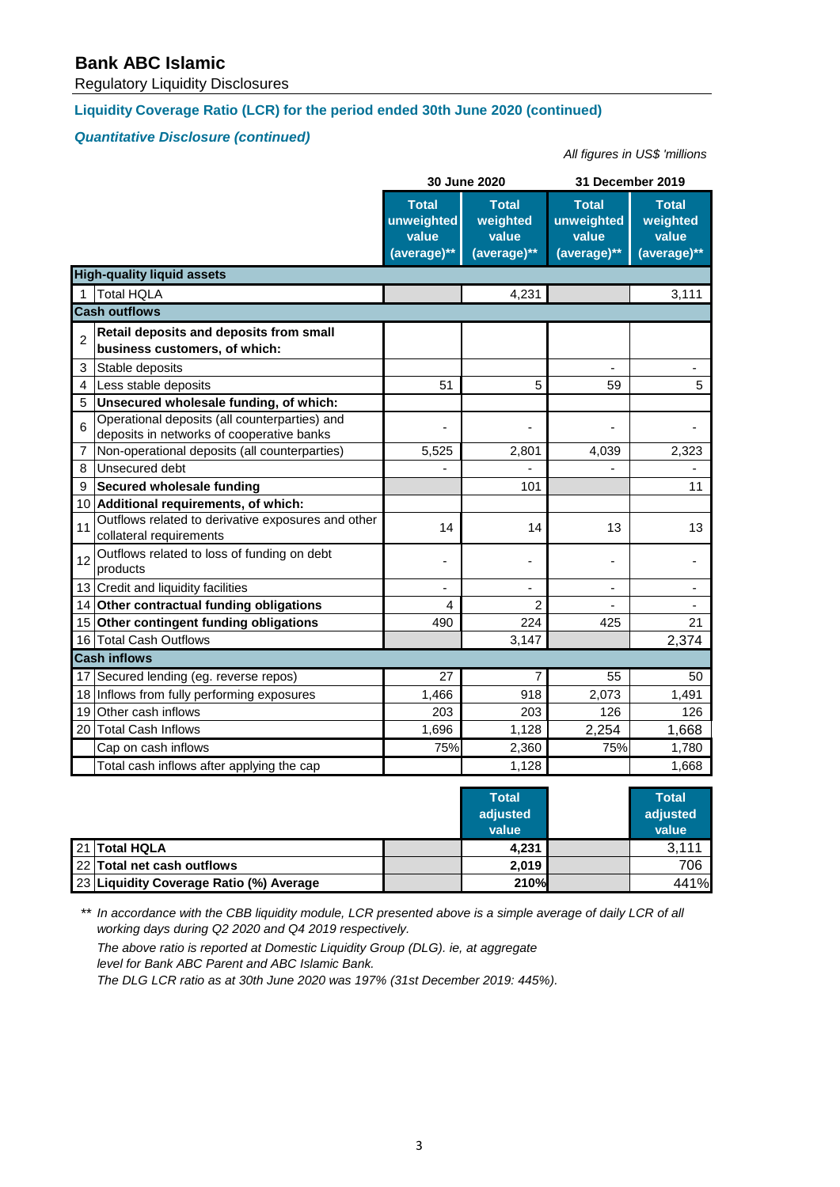# Bank ABC Islamic

Regulatory Liquidity Disclosures

## Liquidity Coverage Ratio (LCR) for the period ended 30th June 2020 (continued)

### *Quantitative Disclosure (continued)*

*All figures in US$ 'millions*

| | | 30 June 2020 | | 31 December 2019 | |
|---|---|---|---|---|---|
| | | **Total unweighted value (average)\*\*** | **Total weighted value (average)\*\*** | **Total unweighted value (average)\*\*** | **Total weighted value (average)\*\*** |
| **High-quality liquid assets** | | | | | |
| 1 | Total HQLA | | 4,231 | | 3,111 |
| **Cash outflows** | | | | | |
| 2 | **Retail deposits and deposits from small business customers, of which:** | | | | |
| 3 | Stable deposits | | | - | - |
| 4 | Less stable deposits | 51 | 5 | 59 | 5 |
| 5 | **Unsecured wholesale funding, of which:** | | | | |
| 6 | Operational deposits (all counterparties) and deposits in networks of cooperative banks | - | - | - | - |
| 7 | Non-operational deposits (all counterparties) | 5,525 | 2,801 | 4,039 | 2,323 |
| 8 | Unsecured debt | - | - | - | - |
| 9 | **Secured wholesale funding** | | 101 | | 11 |
| 10 | **Additional requirements, of which:** | | | | |
| 11 | Outflows related to derivative exposures and other collateral requirements | 14 | 14 | 13 | 13 |
| 12 | Outflows related to loss of funding on debt products | - | - | - | - |
| 13 | Credit and liquidity facilities | - | - | - | - |
| 14 | **Other contractual funding obligations** | 4 | 2 | - | - |
| 15 | **Other contingent funding obligations** | 490 | 224 | 425 | 21 |
| 16 | Total Cash Outflows | | 3,147 | | 2,374 |
| **Cash inflows** | | | | | |
| 17 | Secured lending (eg. reverse repos) | 27 | 7 | 55 | 50 |
| 18 | Inflows from fully performing exposures | 1,466 | 918 | 2,073 | 1,491 |
| 19 | Other cash inflows | 203 | 203 | 126 | 126 |
| 20 | Total Cash Inflows | 1,696 | 1,128 | 2,254 | 1,668 |
| | Cap on cash inflows | 75% | 2,360 | 75% | 1,780 |
| | Total cash inflows after applying the cap | | 1,128 | | 1,668 |
| | | | **Total adjusted value** | | **Total adjusted value** |
| 21 | **Total HQLA** | | **4,231** | | 3,111 |
| 22 | **Total net cash outflows** | | **2,019** | | 706 |
| 23 | **Liquidity Coverage Ratio (%) Average** | | **210%** | | 441% |

*\*\* In accordance with the CBB liquidity module, LCR presented above is a simple average of daily LCR of all working days during Q2 2020 and Q4 2019 respectively.*

*The above ratio is reported at Domestic Liquidity Group (DLG). ie, at aggregate level for Bank ABC Parent and ABC Islamic Bank.*

*The DLG LCR ratio as at 30th June 2020 was 197% (31st December 2019: 445%).*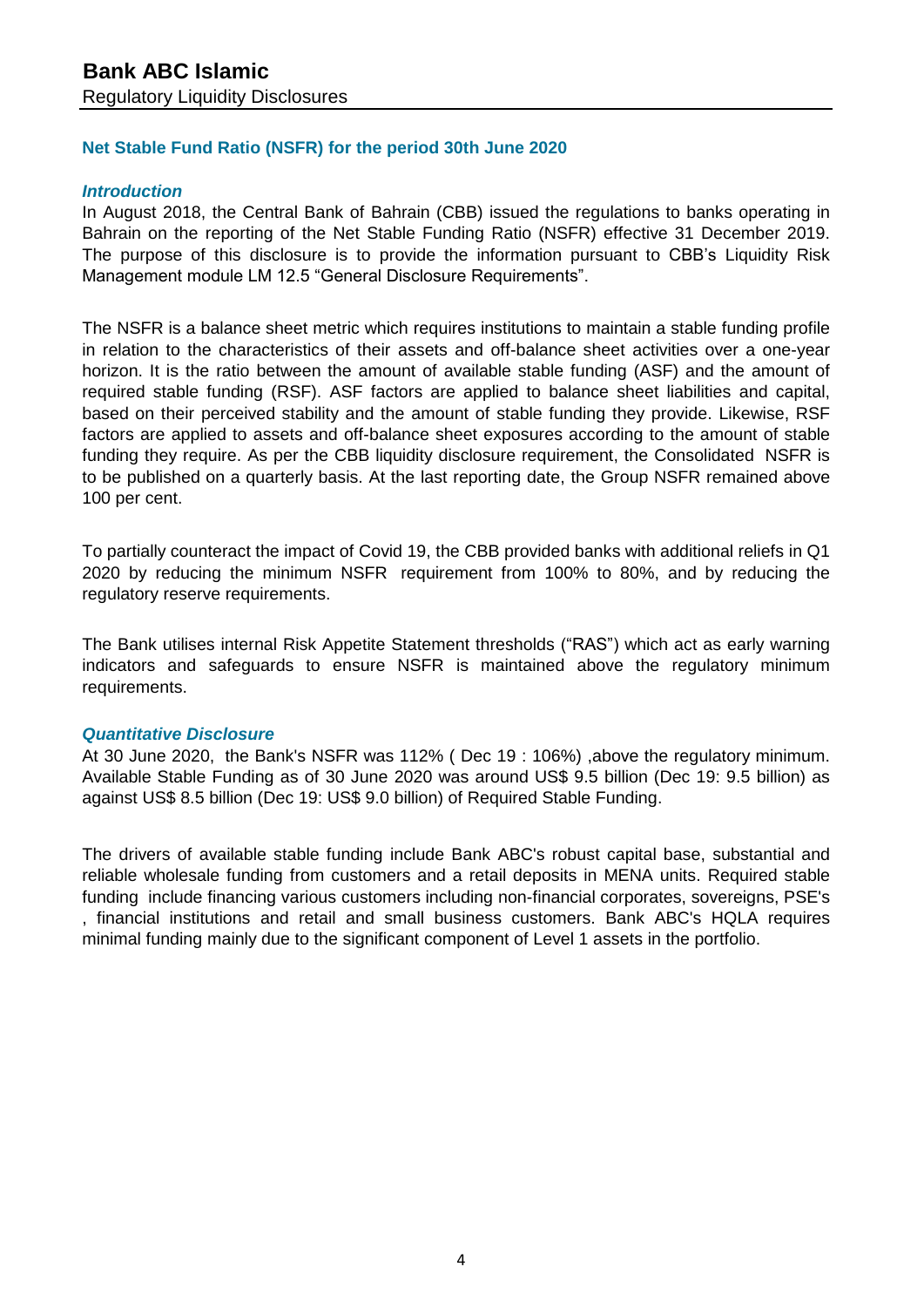# Bank ABC Islamic

Regulatory Liquidity Disclosures

## Net Stable Fund Ratio (NSFR) for the period 30th June 2020

### *Introduction*

In August 2018, the Central Bank of Bahrain (CBB) issued the regulations to banks operating in Bahrain on the reporting of the Net Stable Funding Ratio (NSFR) effective 31 December 2019. The purpose of this disclosure is to provide the information pursuant to CBB's Liquidity Risk Management module LM 12.5 "General Disclosure Requirements".

The NSFR is a balance sheet metric which requires institutions to maintain a stable funding profile in relation to the characteristics of their assets and off-balance sheet activities over a one-year horizon. It is the ratio between the amount of available stable funding (ASF) and the amount of required stable funding (RSF). ASF factors are applied to balance sheet liabilities and capital, based on their perceived stability and the amount of stable funding they provide. Likewise, RSF factors are applied to assets and off-balance sheet exposures according to the amount of stable funding they require. As per the CBB liquidity disclosure requirement, the Consolidated NSFR is to be published on a quarterly basis. At the last reporting date, the Group NSFR remained above 100 per cent.

To partially counteract the impact of Covid 19, the CBB provided banks with additional reliefs in Q1 2020 by reducing the minimum NSFR requirement from 100% to 80%, and by reducing the regulatory reserve requirements.

The Bank utilises internal Risk Appetite Statement thresholds ("RAS") which act as early warning indicators and safeguards to ensure NSFR is maintained above the regulatory minimum requirements.

### *Quantitative Disclosure*

At 30 June 2020, the Bank's NSFR was 112% ( Dec 19 : 106%) ,above the regulatory minimum. Available Stable Funding as of 30 June 2020 was around US$ 9.5 billion (Dec 19: 9.5 billion) as against US$ 8.5 billion (Dec 19: US$ 9.0 billion) of Required Stable Funding.

The drivers of available stable funding include Bank ABC's robust capital base, substantial and reliable wholesale funding from customers and a retail deposits in MENA units. Required stable funding include financing various customers including non-financial corporates, sovereigns, PSE's , financial institutions and retail and small business customers. Bank ABC's HQLA requires minimal funding mainly due to the significant component of Level 1 assets in the portfolio.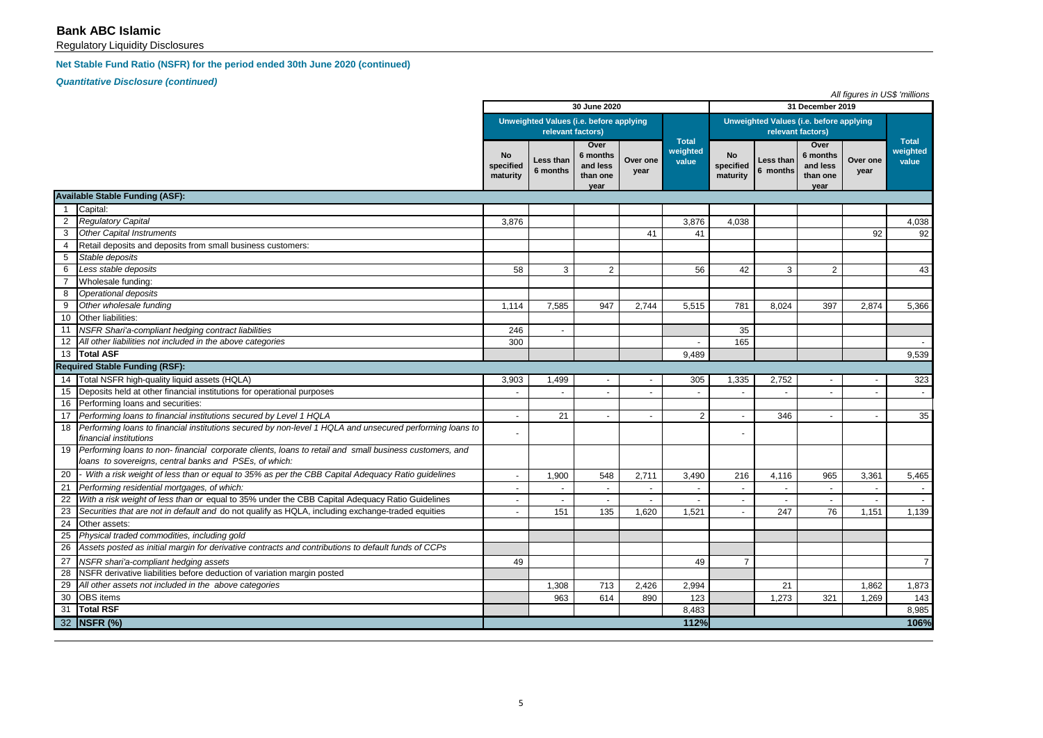# Bank ABC Islamic

Regulatory Liquidity Disclosures

### Net Stable Fund Ratio (NSFR) for the period ended 30th June 2020 (continued)

***Quantitative Disclosure (continued)***

*All figures in US$ 'millions*

| | | 30 June 2020 | | | | | 31 December 2019 | | | | |
|---|---|---|---|---|---|---|---|---|---|---|---|
| | | Unweighted Values (i.e. before applying relevant factors) | | | | Total weighted value | Unweighted Values (i.e. before applying relevant factors) | | | | Total weighted value |
| | | No specified maturity | Less than 6 months | Over 6 months and less than one year | Over one year | | No specified maturity | Less than 6 months | Over 6 months and less than one year | Over one year | |
| | **Available Stable Funding (ASF):** | | | | | | | | | | |
| 1 | Capital: | | | | | | | | | | |
| 2 | *Regulatory Capital* | 3,876 | | | | 3,876 | 4,038 | | | | 4,038 |
| 3 | *Other Capital Instruments* | | | | 41 | 41 | | | | 92 | 92 |
| 4 | Retail deposits and deposits from small business customers: | | | | | | | | | | |
| 5 | *Stable deposits* | | | | | | | | | | |
| 6 | *Less stable deposits* | 58 | 3 | 2 | | 56 | 42 | 3 | 2 | | 43 |
| 7 | Wholesale funding: | | | | | | | | | | |
| 8 | *Operational deposits* | | | | | | | | | | |
| 9 | *Other wholesale funding* | 1,114 | 7,585 | 947 | 2,744 | 5,515 | 781 | 8,024 | 397 | 2,874 | 5,366 |
| 10 | Other liabilities: | | | | | | | | | | |
| 11 | *NSFR Shari'a-compliant hedging contract liabilities* | 246 | - | | | | 35 | | | | |
| 12 | *All other liabilities not included in the above categories* | 300 | | | | - | 165 | | | | - |
| 13 | **Total ASF** | | | | | 9,489 | | | | | 9,539 |
| | **Required Stable Funding (RSF):** | | | | | | | | | | |
| 14 | Total NSFR high-quality liquid assets (HQLA) | 3,903 | 1,499 | - | - | 305 | 1,335 | 2,752 | - | - | 323 |
| 15 | Deposits held at other financial institutions for operational purposes | - | - | - | - | - | - | - | - | - | - |
| 16 | Performing loans and securities: | | | | | | | | | | |
| 17 | *Performing loans to financial institutions secured by Level 1 HQLA* | - | 21 | - | - | 2 | - | 346 | - | - | 35 |
| 18 | *Performing loans to financial institutions secured by non-level 1 HQLA and unsecured performing loans to financial institutions* | - | | | | | - | | | | |
| 19 | *Performing loans to non- financial corporate clients, loans to retail and small business customers, and loans to sovereigns, central banks and PSEs, of which:* | | | | | | | | | | |
| 20 | *- With a risk weight of less than or equal to 35% as per the CBB Capital Adequacy Ratio guidelines* | - | 1,900 | 548 | 2,711 | 3,490 | 216 | 4,116 | 965 | 3,361 | 5,465 |
| 21 | *Performing residential mortgages, of which:* | - | - | - | - | - | - | - | - | - | - |
| 22 | *With a risk weight of less than or equal to 35% under the CBB Capital Adequacy Ratio Guidelines* | - | - | - | - | - | - | - | - | - | - |
| 23 | *Securities that are not in default and do not qualify as HQLA, including exchange-traded equities* | - | 151 | 135 | 1,620 | 1,521 | - | 247 | 76 | 1,151 | 1,139 |
| 24 | Other assets: | | | | | | | | | | |
| 25 | *Physical traded commodities, including gold* | | | | | | | | | | |
| 26 | *Assets posted as initial margin for derivative contracts and contributions to default funds of CCPs* | | | | | | | | | | |
| 27 | *NSFR shari'a-compliant hedging assets* | 49 | | | | 49 | 7 | | | | 7 |
| 28 | NSFR derivative liabilities before deduction of variation margin posted | | | | | | | | | | |
| 29 | *All other assets not included in the above categories* | | 1,308 | 713 | 2,426 | 2,994 | | 21 | | 1,862 | 1,873 |
| 30 | OBS items | | 963 | 614 | 890 | 123 | | 1,273 | 321 | 1,269 | 143 |
| 31 | **Total RSF** | | | | | 8,483 | | | | | 8,985 |
| 32 | **NSFR (%)** | | | | | **112%** | | | | | **106%** |